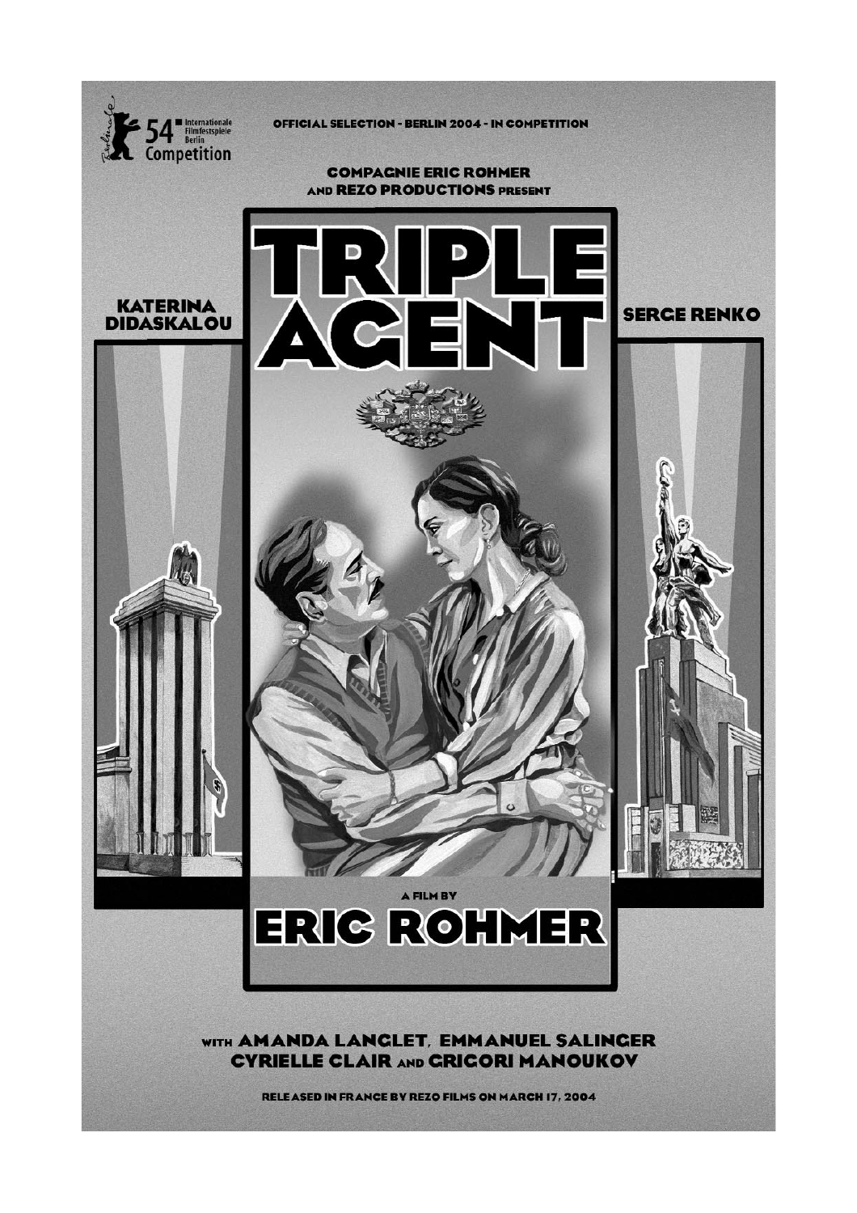54 Internationale Filmfestspiele Berlin Competition

OFFICIAL SELECTION - BERLIN 2004 - IN COMPETITION

COMPAGNIE ERIC ROHMER AND REZO PRODUCTIONS PRESENT

KATERINA DIDASKALOU

# TRIPLE AGENT

SERGE RENKO

A FILM BY

# ERIC ROHMER

WITH AMANDA LANGLET, EMMANUEL SALINGER CYRIELLE CLAIR AND GRIGORI MANOUKOV

RELEASED IN FRANCE BY REZO FILMS ON MARCH 17, 2004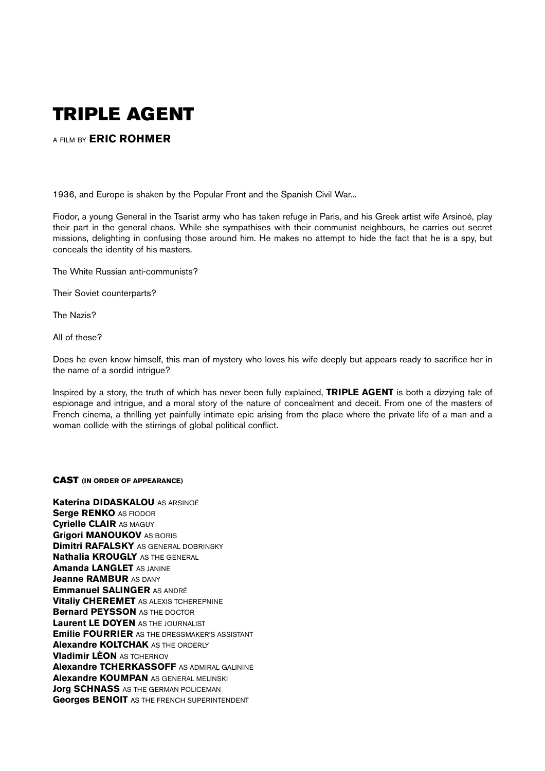# TRIPLE AGENT

A FILM BY **ERIC ROHMER**

1936, and Europe is shaken by the Popular Front and the Spanish Civil War...

Fiodor, a young General in the Tsarist army who has taken refuge in Paris, and his Greek artist wife Arsinoé, play their part in the general chaos. While she sympathises with their communist neighbours, he carries out secret missions, delighting in confusing those around him. He makes no attempt to hide the fact that he is a spy, but conceals the identity of his masters.

The White Russian anti-communists?

Their Soviet counterparts?

The Nazis?

All of these?

Does he even know himself, this man of mystery who loves his wife deeply but appears ready to sacrifice her in the name of a sordid intrigue?

Inspired by a story, the truth of which has never been fully explained, **TRIPLE AGENT** is both a dizzying tale of espionage and intrigue, and a moral story of the nature of concealment and deceit. From one of the masters of French cinema, a thrilling yet painfully intimate epic arising from the place where the private life of a man and a woman collide with the stirrings of global political conflict.

### CAST (IN ORDER OF APPEARANCE)

**Katerina DIDASKALOU** AS ARSINOÉ
**Serge RENKO** AS FIODOR
**Cyrielle CLAIR** AS MAGUY
**Grigori MANOUKOV** AS BORIS
**Dimitri RAFALSKY** AS GENERAL DOBRINSKY
**Nathalia KROUGLY** AS THE GENERAL
**Amanda LANGLET** AS JANINE
**Jeanne RAMBUR** AS DANY
**Emmanuel SALINGER** AS ANDRÉ
**Vitaliy CHEREMET** AS ALEXIS TCHEREPNINE
**Bernard PEYSSON** AS THE DOCTOR
**Laurent LE DOYEN** AS THE JOURNALIST
**Emilie FOURRIER** AS THE DRESSMAKER'S ASSISTANT
**Alexandre KOLTCHAK** AS THE ORDERLY
**Vladimir LÉON** AS TCHERNOV
**Alexandre TCHERKASSOFF** AS ADMIRAL GALININE
**Alexandre KOUMPAN** AS GENERAL MELINSKI
**Jorg SCHNASS** AS THE GERMAN POLICEMAN
**Georges BENOIT** AS THE FRENCH SUPERINTENDENT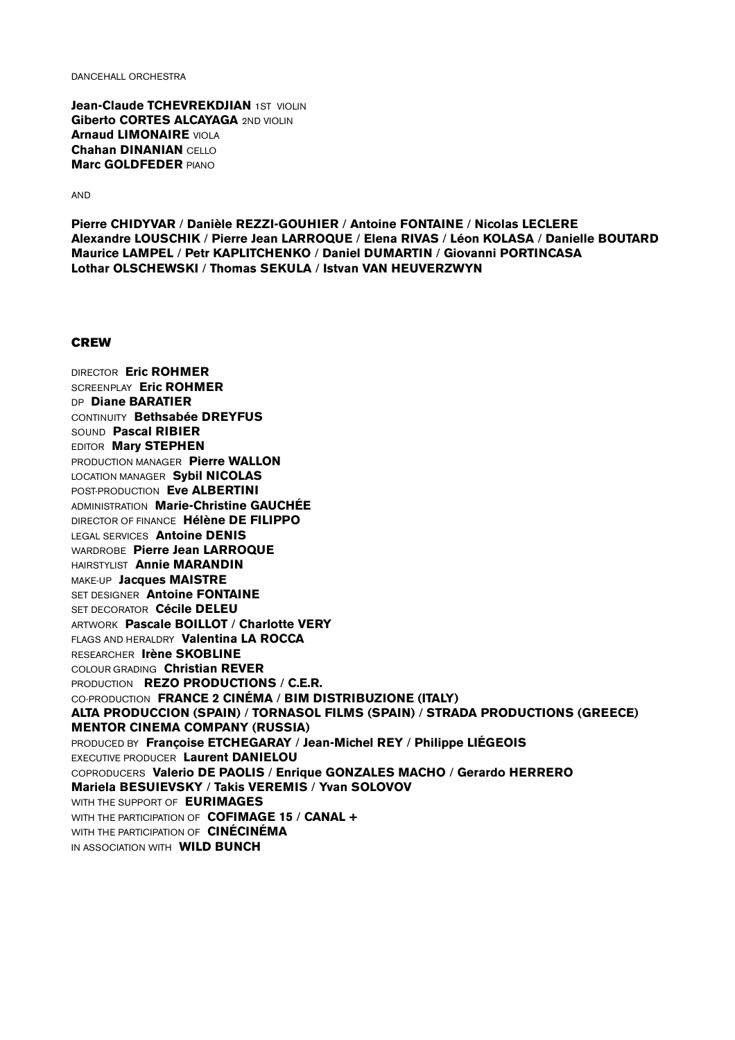DANCEHALL ORCHESTRA

**Jean-Claude TCHEVREKDJIAN** 1ST VIOLIN
**Giberto CORTES ALCAYAGA** 2ND VIOLIN
**Arnaud LIMONAIRE** VIOLA
**Chahan DINANIAN** CELLO
**Marc GOLDFEDER** PIANO

AND

**Pierre CHIDYVAR / Danièle REZZI-GOUHIER / Antoine FONTAINE / Nicolas LECLERE**
**Alexandre LOUSCHIK / Pierre Jean LARROQUE / Elena RIVAS / Léon KOLASA / Danielle BOUTARD**
**Maurice LAMPEL / Petr KAPLITCHENKO / Daniel DUMARTIN / Giovanni PORTINCASA**
**Lothar OLSCHEWSKI / Thomas SEKULA / Istvan VAN HEUVERZWYN**

## CREW

DIRECTOR **Eric ROHMER**
SCREENPLAY **Eric ROHMER**
DP **Diane BARATIER**
CONTINUITY **Bethsabée DREYFUS**
SOUND **Pascal RIBIER**
EDITOR **Mary STEPHEN**
PRODUCTION MANAGER **Pierre WALLON**
LOCATION MANAGER **Sybil NICOLAS**
POST-PRODUCTION **Eve ALBERTINI**
ADMINISTRATION **Marie-Christine GAUCHÉE**
DIRECTOR OF FINANCE **Hélène DE FILIPPO**
LEGAL SERVICES **Antoine DENIS**
WARDROBE **Pierre Jean LARROQUE**
HAIRSTYLIST **Annie MARANDIN**
MAKE-UP **Jacques MAISTRE**
SET DESIGNER **Antoine FONTAINE**
SET DECORATOR **Cécile DELEU**
ARTWORK **Pascale BOILLOT / Charlotte VERY**
FLAGS AND HERALDRY **Valentina LA ROCCA**
RESEARCHER **Irène SKOBLINE**
COLOUR GRADING **Christian REVER**
PRODUCTION **REZO PRODUCTIONS / C.E.R.**
CO-PRODUCTION **FRANCE 2 CINÉMA / BIM DISTRIBUZIONE (ITALY)**
**ALTA PRODUCCION (SPAIN) / TORNASOL FILMS (SPAIN) / STRADA PRODUCTIONS (GREECE)**
**MENTOR CINEMA COMPANY (RUSSIA)**
PRODUCED BY **Françoise ETCHEGARAY / Jean-Michel REY / Philippe LIÉGEOIS**
EXECUTIVE PRODUCER **Laurent DANIELOU**
COPRODUCERS **Valerio DE PAOLIS / Enrique GONZALES MACHO / Gerardo HERRERO**
**Mariela BESUIEVSKY / Takis VEREMIS / Yvan SOLOVOV**
WITH THE SUPPORT OF **EURIMAGES**
WITH THE PARTICIPATION OF **COFIMAGE 15 / CANAL +**
WITH THE PARTICIPATION OF **CINÉCINÉMA**
IN ASSOCIATION WITH **WILD BUNCH**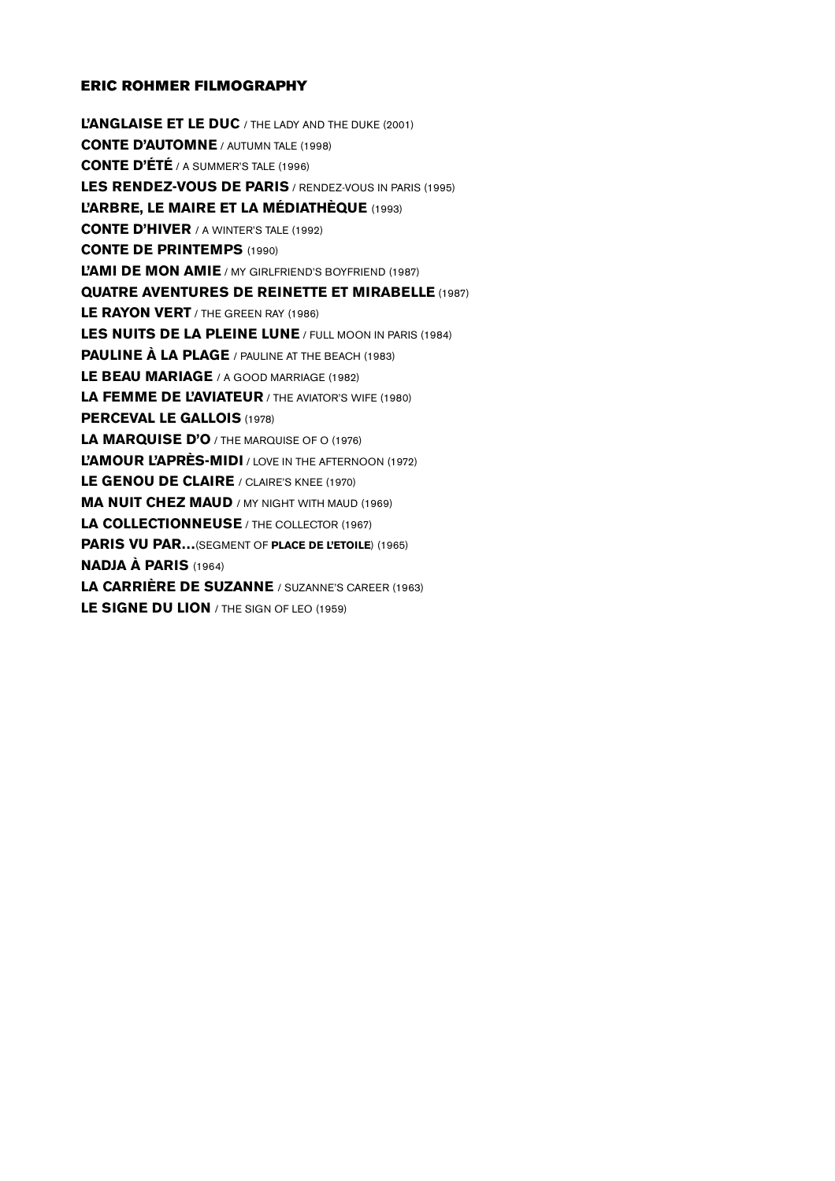## ERIC ROHMER FILMOGRAPHY

**L'ANGLAISE ET LE DUC** / THE LADY AND THE DUKE (2001)
**CONTE D'AUTOMNE** / AUTUMN TALE (1998)
**CONTE D'ÉTÉ** / A SUMMER'S TALE (1996)
**LES RENDEZ-VOUS DE PARIS** / RENDEZ-VOUS IN PARIS (1995)
**L'ARBRE, LE MAIRE ET LA MÉDIATHÈQUE** (1993)
**CONTE D'HIVER** / A WINTER'S TALE (1992)
**CONTE DE PRINTEMPS** (1990)
**L'AMI DE MON AMIE** / MY GIRLFRIEND'S BOYFRIEND (1987)
**QUATRE AVENTURES DE REINETTE ET MIRABELLE** (1987)
**LE RAYON VERT** / THE GREEN RAY (1986)
**LES NUITS DE LA PLEINE LUNE** / FULL MOON IN PARIS (1984)
**PAULINE À LA PLAGE** / PAULINE AT THE BEACH (1983)
**LE BEAU MARIAGE** / A GOOD MARRIAGE (1982)
**LA FEMME DE L'AVIATEUR** / THE AVIATOR'S WIFE (1980)
**PERCEVAL LE GALLOIS** (1978)
**LA MARQUISE D'O** / THE MARQUISE OF O (1976)
**L'AMOUR L'APRÈS-MIDI** / LOVE IN THE AFTERNOON (1972)
**LE GENOU DE CLAIRE** / CLAIRE'S KNEE (1970)
**MA NUIT CHEZ MAUD** / MY NIGHT WITH MAUD (1969)
**LA COLLECTIONNEUSE** / THE COLLECTOR (1967)
**PARIS VU PAR…**(SEGMENT OF **PLACE DE L'ETOILE**) (1965)
**NADJA À PARIS** (1964)
**LA CARRIÈRE DE SUZANNE** / SUZANNE'S CAREER (1963)
**LE SIGNE DU LION** / THE SIGN OF LEO (1959)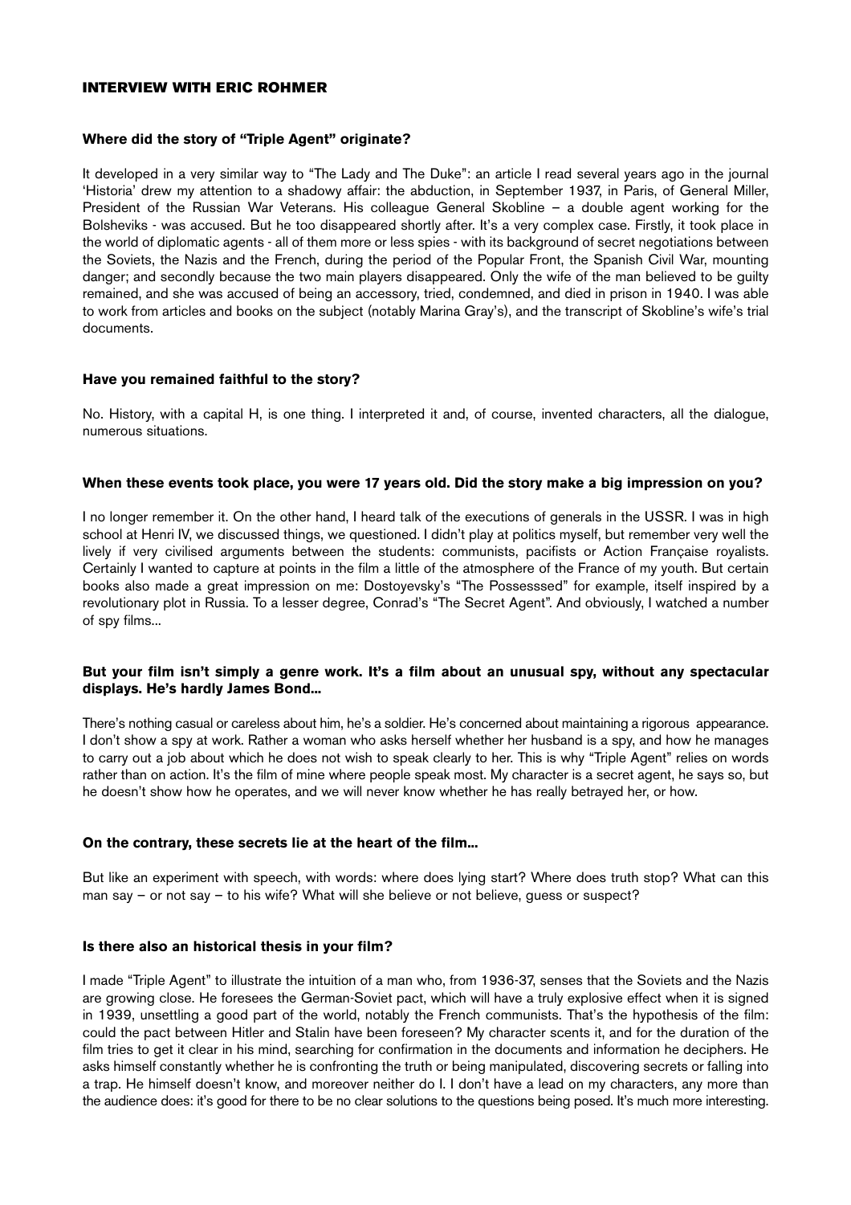## INTERVIEW WITH ERIC ROHMER

**Where did the story of "Triple Agent" originate?**

It developed in a very similar way to "The Lady and The Duke": an article I read several years ago in the journal 'Historia' drew my attention to a shadowy affair: the abduction, in September 1937, in Paris, of General Miller, President of the Russian War Veterans. His colleague General Skobline – a double agent working for the Bolsheviks - was accused. But he too disappeared shortly after. It's a very complex case. Firstly, it took place in the world of diplomatic agents - all of them more or less spies - with its background of secret negotiations between the Soviets, the Nazis and the French, during the period of the Popular Front, the Spanish Civil War, mounting danger; and secondly because the two main players disappeared. Only the wife of the man believed to be guilty remained, and she was accused of being an accessory, tried, condemned, and died in prison in 1940. I was able to work from articles and books on the subject (notably Marina Gray's), and the transcript of Skobline's wife's trial documents.

**Have you remained faithful to the story?**

No. History, with a capital H, is one thing. I interpreted it and, of course, invented characters, all the dialogue, numerous situations.

**When these events took place, you were 17 years old. Did the story make a big impression on you?**

I no longer remember it. On the other hand, I heard talk of the executions of generals in the USSR. I was in high school at Henri IV, we discussed things, we questioned. I didn't play at politics myself, but remember very well the lively if very civilised arguments between the students: communists, pacifists or Action Française royalists. Certainly I wanted to capture at points in the film a little of the atmosphere of the France of my youth. But certain books also made a great impression on me: Dostoyevsky's "The Possesssed" for example, itself inspired by a revolutionary plot in Russia. To a lesser degree, Conrad's "The Secret Agent". And obviously, I watched a number of spy films...

**But your film isn't simply a genre work. It's a film about an unusual spy, without any spectacular displays. He's hardly James Bond...**

There's nothing casual or careless about him, he's a soldier. He's concerned about maintaining a rigorous appearance. I don't show a spy at work. Rather a woman who asks herself whether her husband is a spy, and how he manages to carry out a job about which he does not wish to speak clearly to her. This is why "Triple Agent" relies on words rather than on action. It's the film of mine where people speak most. My character is a secret agent, he says so, but he doesn't show how he operates, and we will never know whether he has really betrayed her, or how.

**On the contrary, these secrets lie at the heart of the film...**

But like an experiment with speech, with words: where does lying start? Where does truth stop? What can this man say – or not say – to his wife? What will she believe or not believe, guess or suspect?

**Is there also an historical thesis in your film?**

I made "Triple Agent" to illustrate the intuition of a man who, from 1936-37, senses that the Soviets and the Nazis are growing close. He foresees the German-Soviet pact, which will have a truly explosive effect when it is signed in 1939, unsettling a good part of the world, notably the French communists. That's the hypothesis of the film: could the pact between Hitler and Stalin have been foreseen? My character scents it, and for the duration of the film tries to get it clear in his mind, searching for confirmation in the documents and information he deciphers. He asks himself constantly whether he is confronting the truth or being manipulated, discovering secrets or falling into a trap. He himself doesn't know, and moreover neither do I. I don't have a lead on my characters, any more than the audience does: it's good for there to be no clear solutions to the questions being posed. It's much more interesting.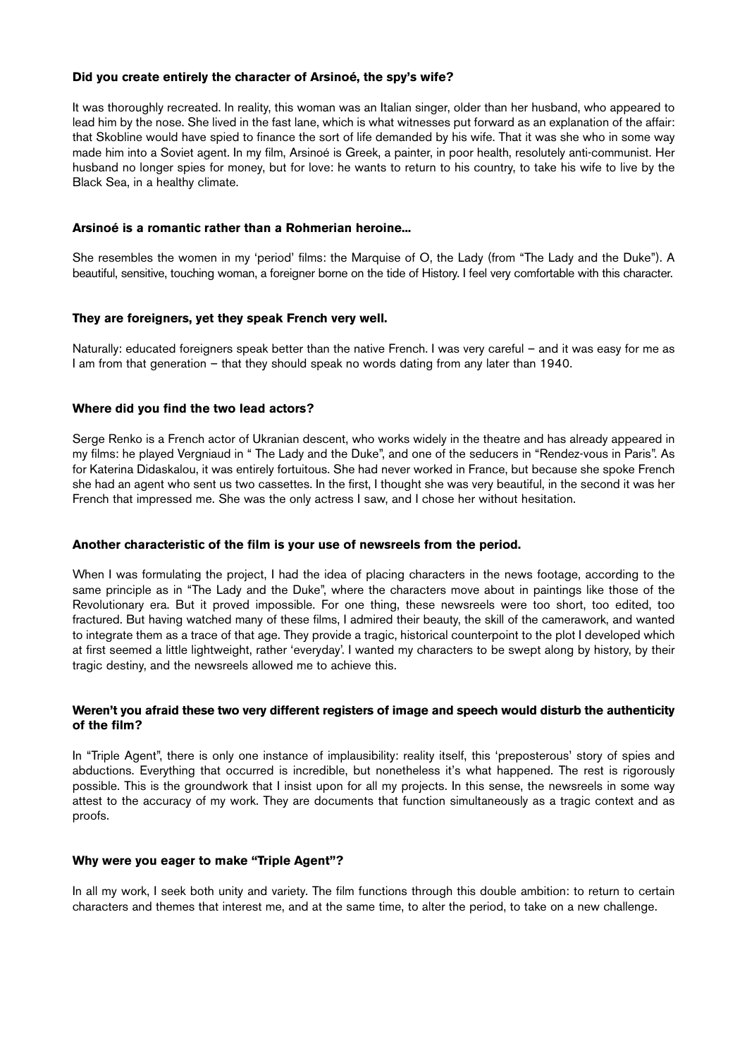**Did you create entirely the character of Arsinoé, the spy's wife?**

It was thoroughly recreated. In reality, this woman was an Italian singer, older than her husband, who appeared to lead him by the nose. She lived in the fast lane, which is what witnesses put forward as an explanation of the affair: that Skobline would have spied to finance the sort of life demanded by his wife. That it was she who in some way made him into a Soviet agent. In my film, Arsinoé is Greek, a painter, in poor health, resolutely anti-communist. Her husband no longer spies for money, but for love: he wants to return to his country, to take his wife to live by the Black Sea, in a healthy climate.

**Arsinoé is a romantic rather than a Rohmerian heroine...**

She resembles the women in my 'period' films: the Marquise of O, the Lady (from "The Lady and the Duke"). A beautiful, sensitive, touching woman, a foreigner borne on the tide of History. I feel very comfortable with this character.

**They are foreigners, yet they speak French very well.**

Naturally: educated foreigners speak better than the native French. I was very careful – and it was easy for me as I am from that generation – that they should speak no words dating from any later than 1940.

**Where did you find the two lead actors?**

Serge Renko is a French actor of Ukranian descent, who works widely in the theatre and has already appeared in my films: he played Vergniaud in " The Lady and the Duke", and one of the seducers in "Rendez-vous in Paris". As for Katerina Didaskalou, it was entirely fortuitous. She had never worked in France, but because she spoke French she had an agent who sent us two cassettes. In the first, I thought she was very beautiful, in the second it was her French that impressed me. She was the only actress I saw, and I chose her without hesitation.

**Another characteristic of the film is your use of newsreels from the period.**

When I was formulating the project, I had the idea of placing characters in the news footage, according to the same principle as in "The Lady and the Duke", where the characters move about in paintings like those of the Revolutionary era. But it proved impossible. For one thing, these newsreels were too short, too edited, too fractured. But having watched many of these films, I admired their beauty, the skill of the camerawork, and wanted to integrate them as a trace of that age. They provide a tragic, historical counterpoint to the plot I developed which at first seemed a little lightweight, rather 'everyday'. I wanted my characters to be swept along by history, by their tragic destiny, and the newsreels allowed me to achieve this.

**Weren't you afraid these two very different registers of image and speech would disturb the authenticity of the film?**

In "Triple Agent", there is only one instance of implausibility: reality itself, this 'preposterous' story of spies and abductions. Everything that occurred is incredible, but nonetheless it's what happened. The rest is rigorously possible. This is the groundwork that I insist upon for all my projects. In this sense, the newsreels in some way attest to the accuracy of my work. They are documents that function simultaneously as a tragic context and as proofs.

**Why were you eager to make "Triple Agent"?**

In all my work, I seek both unity and variety. The film functions through this double ambition: to return to certain characters and themes that interest me, and at the same time, to alter the period, to take on a new challenge.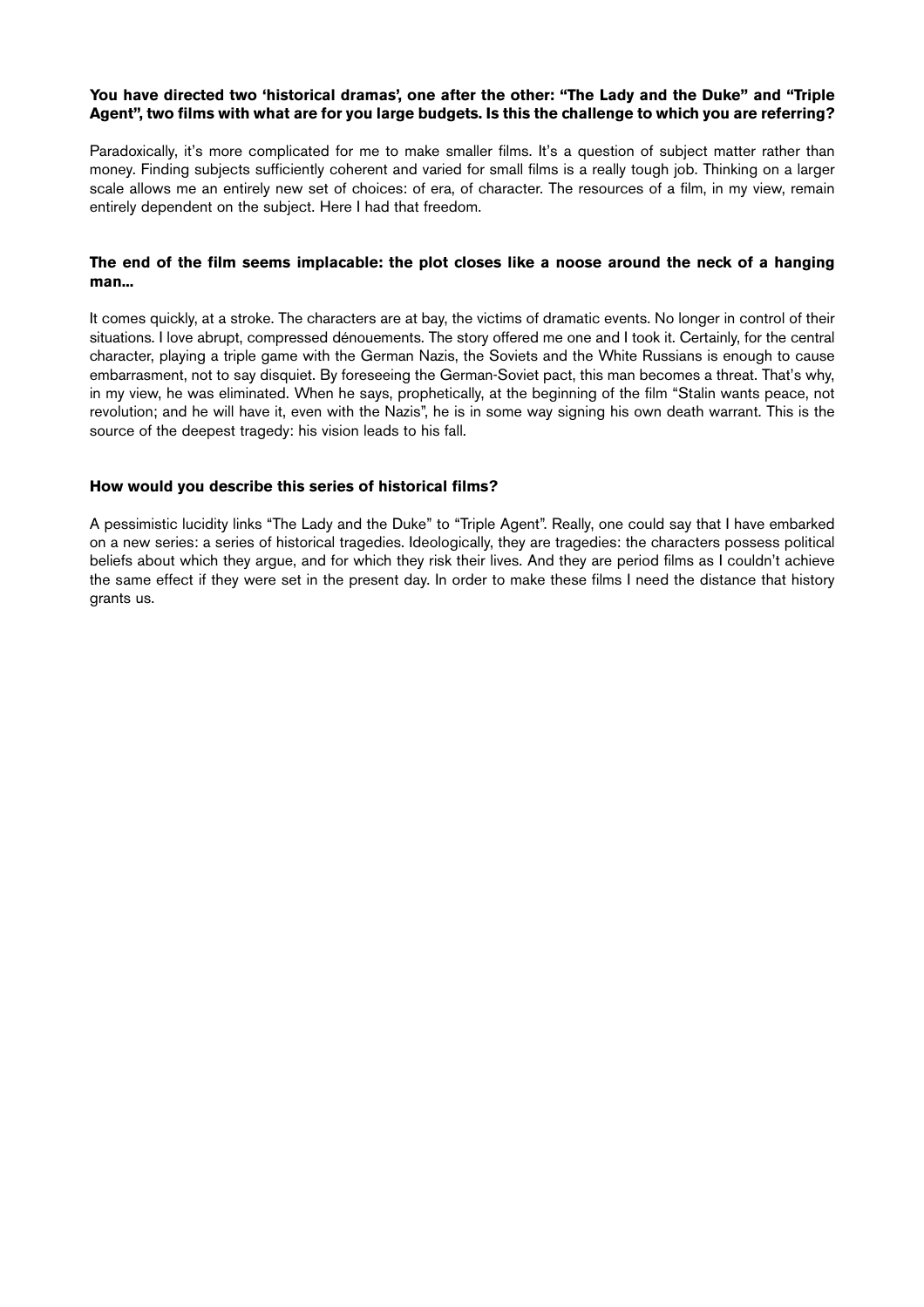**You have directed two 'historical dramas', one after the other: "The Lady and the Duke" and "Triple Agent", two films with what are for you large budgets. Is this the challenge to which you are referring?**

Paradoxically, it's more complicated for me to make smaller films. It's a question of subject matter rather than money. Finding subjects sufficiently coherent and varied for small films is a really tough job. Thinking on a larger scale allows me an entirely new set of choices: of era, of character. The resources of a film, in my view, remain entirely dependent on the subject. Here I had that freedom.

**The end of the film seems implacable: the plot closes like a noose around the neck of a hanging man...**

It comes quickly, at a stroke. The characters are at bay, the victims of dramatic events. No longer in control of their situations. I love abrupt, compressed dénouements. The story offered me one and I took it. Certainly, for the central character, playing a triple game with the German Nazis, the Soviets and the White Russians is enough to cause embarrasment, not to say disquiet. By foreseeing the German-Soviet pact, this man becomes a threat. That's why, in my view, he was eliminated. When he says, prophetically, at the beginning of the film "Stalin wants peace, not revolution; and he will have it, even with the Nazis", he is in some way signing his own death warrant. This is the source of the deepest tragedy: his vision leads to his fall.

**How would you describe this series of historical films?**

A pessimistic lucidity links "The Lady and the Duke" to "Triple Agent". Really, one could say that I have embarked on a new series: a series of historical tragedies. Ideologically, they are tragedies: the characters possess political beliefs about which they argue, and for which they risk their lives. And they are period films as I couldn't achieve the same effect if they were set in the present day. In order to make these films I need the distance that history grants us.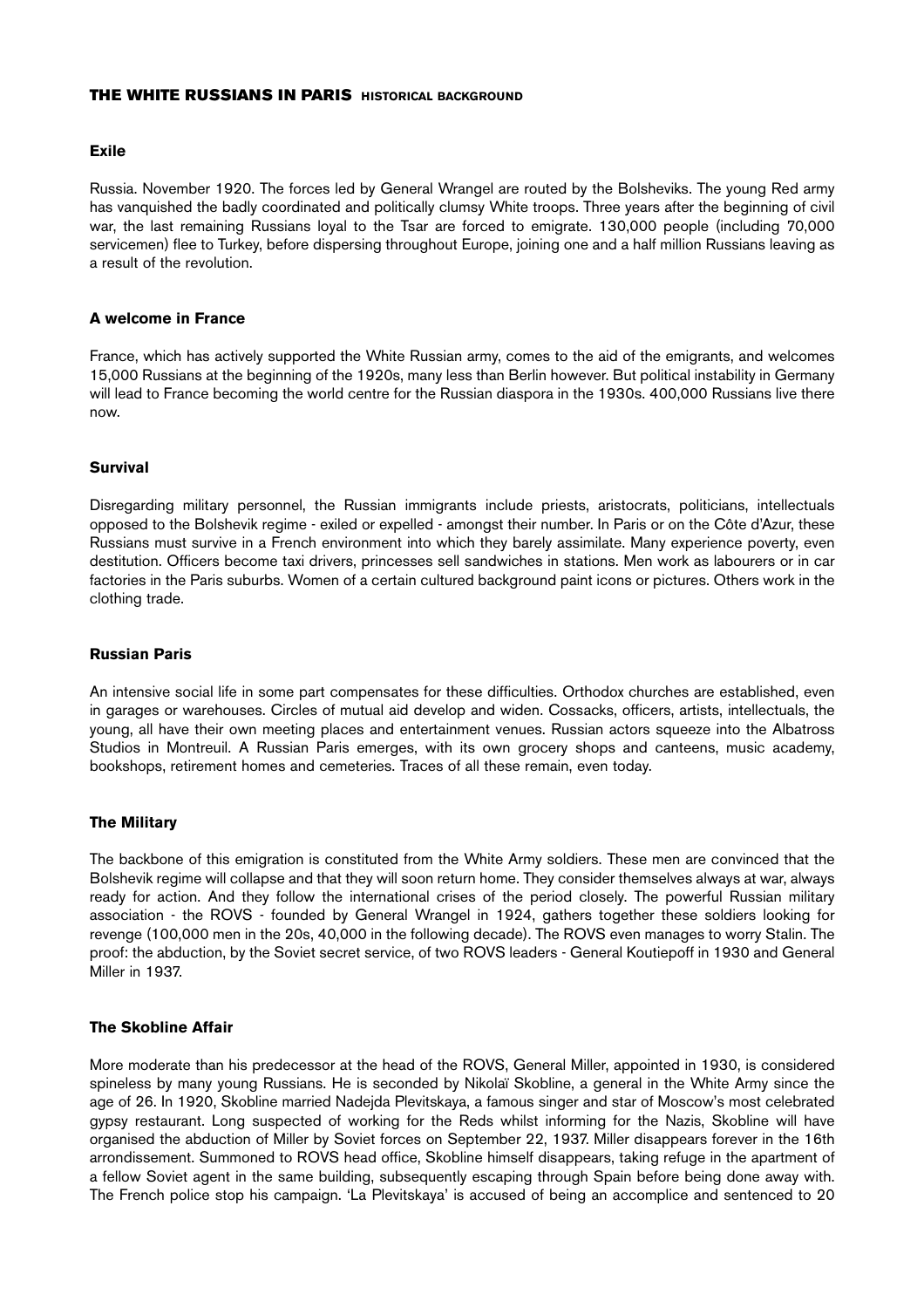## THE WHITE RUSSIANS IN PARIS HISTORICAL BACKGROUND

### Exile

Russia. November 1920. The forces led by General Wrangel are routed by the Bolsheviks. The young Red army has vanquished the badly coordinated and politically clumsy White troops. Three years after the beginning of civil war, the last remaining Russians loyal to the Tsar are forced to emigrate. 130,000 people (including 70,000 servicemen) flee to Turkey, before dispersing throughout Europe, joining one and a half million Russians leaving as a result of the revolution.

### A welcome in France

France, which has actively supported the White Russian army, comes to the aid of the emigrants, and welcomes 15,000 Russians at the beginning of the 1920s, many less than Berlin however. But political instability in Germany will lead to France becoming the world centre for the Russian diaspora in the 1930s. 400,000 Russians live there now.

### Survival

Disregarding military personnel, the Russian immigrants include priests, aristocrats, politicians, intellectuals opposed to the Bolshevik regime - exiled or expelled - amongst their number. In Paris or on the Côte d'Azur, these Russians must survive in a French environment into which they barely assimilate. Many experience poverty, even destitution. Officers become taxi drivers, princesses sell sandwiches in stations. Men work as labourers or in car factories in the Paris suburbs. Women of a certain cultured background paint icons or pictures. Others work in the clothing trade.

### Russian Paris

An intensive social life in some part compensates for these difficulties. Orthodox churches are established, even in garages or warehouses. Circles of mutual aid develop and widen. Cossacks, officers, artists, intellectuals, the young, all have their own meeting places and entertainment venues. Russian actors squeeze into the Albatross Studios in Montreuil. A Russian Paris emerges, with its own grocery shops and canteens, music academy, bookshops, retirement homes and cemeteries. Traces of all these remain, even today.

### The Military

The backbone of this emigration is constituted from the White Army soldiers. These men are convinced that the Bolshevik regime will collapse and that they will soon return home. They consider themselves always at war, always ready for action. And they follow the international crises of the period closely. The powerful Russian military association - the ROVS - founded by General Wrangel in 1924, gathers together these soldiers looking for revenge (100,000 men in the 20s, 40,000 in the following decade). The ROVS even manages to worry Stalin. The proof: the abduction, by the Soviet secret service, of two ROVS leaders - General Koutiepoff in 1930 and General Miller in 1937.

### The Skobline Affair

More moderate than his predecessor at the head of the ROVS, General Miller, appointed in 1930, is considered spineless by many young Russians. He is seconded by Nikolaï Skobline, a general in the White Army since the age of 26. In 1920, Skobline married Nadejda Plevitskaya, a famous singer and star of Moscow's most celebrated gypsy restaurant. Long suspected of working for the Reds whilst informing for the Nazis, Skobline will have organised the abduction of Miller by Soviet forces on September 22, 1937. Miller disappears forever in the 16th arrondissement. Summoned to ROVS head office, Skobline himself disappears, taking refuge in the apartment of a fellow Soviet agent in the same building, subsequently escaping through Spain before being done away with. The French police stop his campaign. 'La Plevitskaya' is accused of being an accomplice and sentenced to 20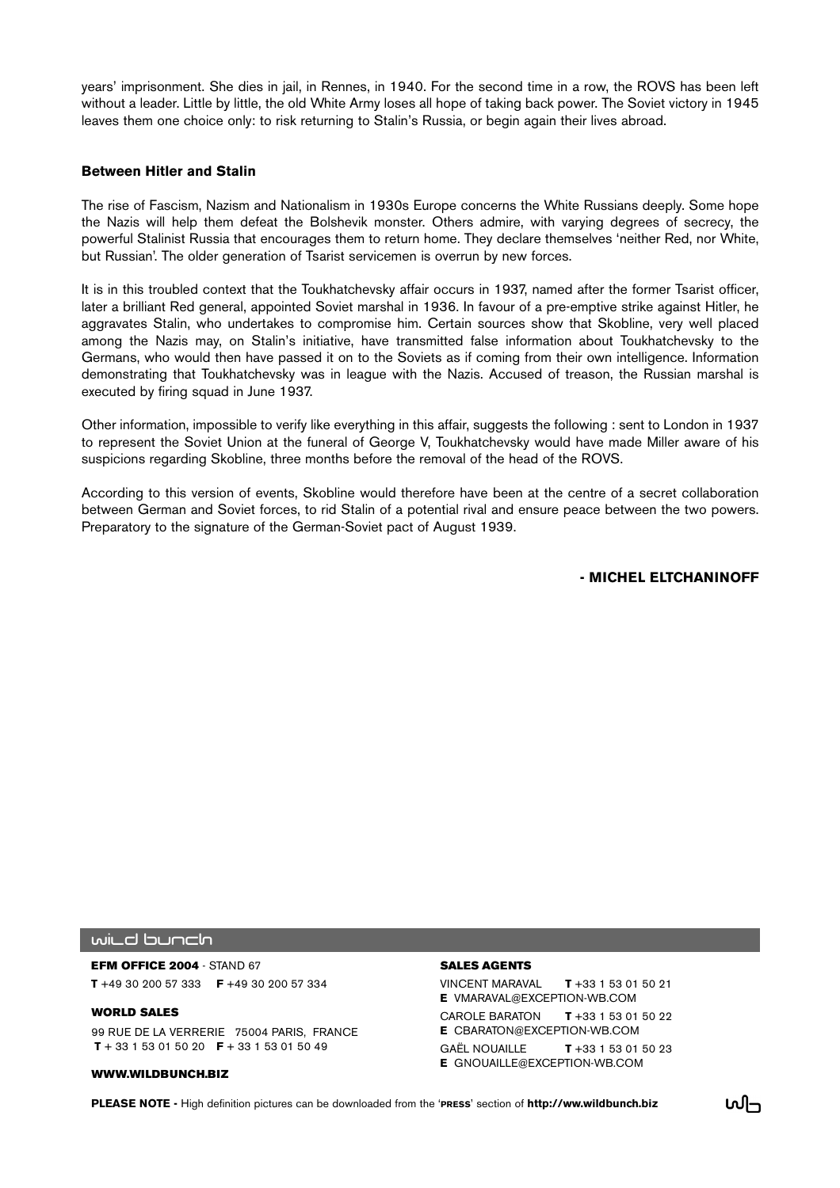years' imprisonment. She dies in jail, in Rennes, in 1940. For the second time in a row, the ROVS has been left without a leader. Little by little, the old White Army loses all hope of taking back power. The Soviet victory in 1945 leaves them one choice only: to risk returning to Stalin's Russia, or begin again their lives abroad.

### Between Hitler and Stalin

The rise of Fascism, Nazism and Nationalism in 1930s Europe concerns the White Russians deeply. Some hope the Nazis will help them defeat the Bolshevik monster. Others admire, with varying degrees of secrecy, the powerful Stalinist Russia that encourages them to return home. They declare themselves 'neither Red, nor White, but Russian'. The older generation of Tsarist servicemen is overrun by new forces.

It is in this troubled context that the Toukhatchevsky affair occurs in 1937, named after the former Tsarist officer, later a brilliant Red general, appointed Soviet marshal in 1936. In favour of a pre-emptive strike against Hitler, he aggravates Stalin, who undertakes to compromise him. Certain sources show that Skobline, very well placed among the Nazis may, on Stalin's initiative, have transmitted false information about Toukhatchevsky to the Germans, who would then have passed it on to the Soviets as if coming from their own intelligence. Information demonstrating that Toukhatchevsky was in league with the Nazis. Accused of treason, the Russian marshal is executed by firing squad in June 1937.

Other information, impossible to verify like everything in this affair, suggests the following : sent to London in 1937 to represent the Soviet Union at the funeral of George V, Toukhatchevsky would have made Miller aware of his suspicions regarding Skobline, three months before the removal of the head of the ROVS.

According to this version of events, Skobline would therefore have been at the centre of a secret collaboration between German and Soviet forces, to rid Stalin of a potential rival and ensure peace between the two powers. Preparatory to the signature of the German-Soviet pact of August 1939.

**- MICHEL ELTCHANINOFF**

wild bunch

**EFM OFFICE 2004** - STAND 67
**T** +49 30 200 57 333 **F** +49 30 200 57 334

**WORLD SALES**
99 RUE DE LA VERRERIE 75004 PARIS, FRANCE
**T** + 33 1 53 01 50 20 **F** + 33 1 53 01 50 49

**WWW.WILDBUNCH.BIZ**

**SALES AGENTS**
VINCENT MARAVAL **T** +33 1 53 01 50 21
**E** VMARAVAL@EXCEPTION-WB.COM
CAROLE BARATON **T** +33 1 53 01 50 22
**E** CBARATON@EXCEPTION-WB.COM
GAËL NOUAILLE **T** +33 1 53 01 50 23
**E** GNOUAILLE@EXCEPTION-WB.COM

**PLEASE NOTE -** High definition pictures can be downloaded from the '**PRESS**' section of **http://ww.wildbunch.biz**